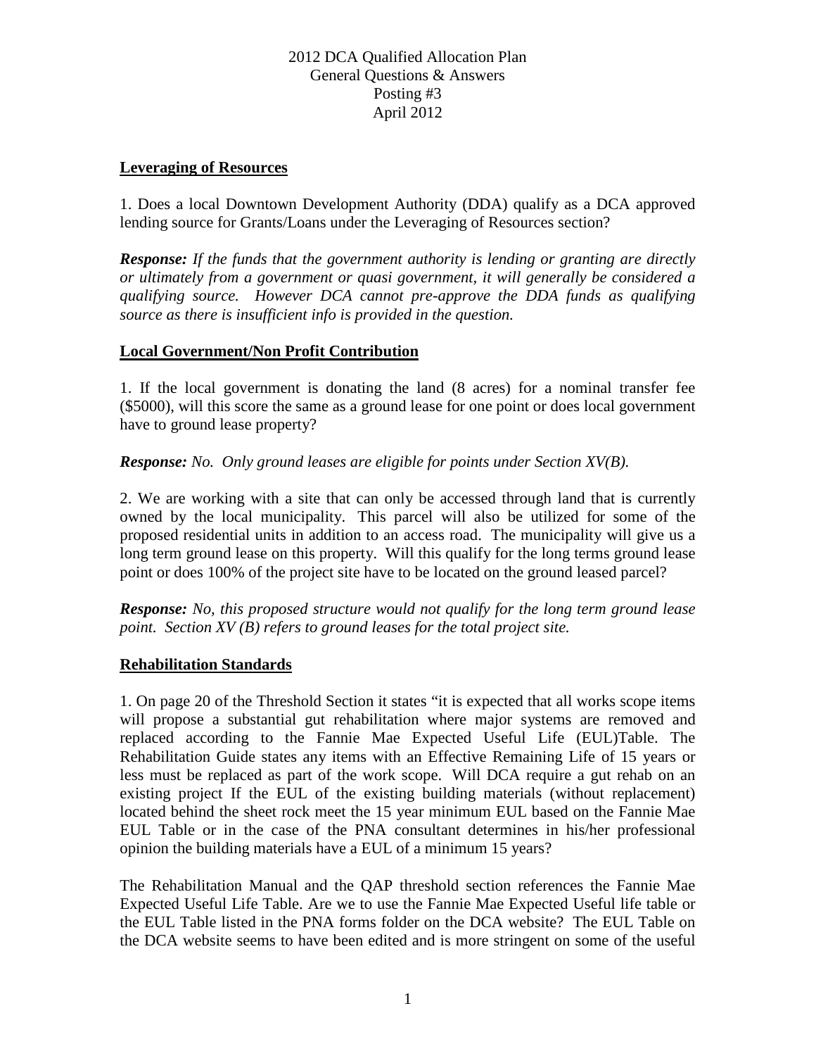2012 DCA Qualified Allocation Plan
General Questions & Answers
Posting #3
April 2012

**Leveraging of Resources**

1. Does a local Downtown Development Authority (DDA) qualify as a DCA approved lending source for Grants/Loans under the Leveraging of Resources section?

***Response:*** *If the funds that the government authority is lending or granting are directly or ultimately from a government or quasi government, it will generally be considered a qualifying source. However DCA cannot pre-approve the DDA funds as qualifying source as there is insufficient info is provided in the question.*

**Local Government/Non Profit Contribution**

1. If the local government is donating the land (8 acres) for a nominal transfer fee ($5000), will this score the same as a ground lease for one point or does local government have to ground lease property?

***Response:*** *No. Only ground leases are eligible for points under Section XV(B).*

2. We are working with a site that can only be accessed through land that is currently owned by the local municipality. This parcel will also be utilized for some of the proposed residential units in addition to an access road. The municipality will give us a long term ground lease on this property. Will this qualify for the long terms ground lease point or does 100% of the project site have to be located on the ground leased parcel?

***Response:*** *No, this proposed structure would not qualify for the long term ground lease point. Section XV (B) refers to ground leases for the total project site.*

**Rehabilitation Standards**

1. On page 20 of the Threshold Section it states "it is expected that all works scope items will propose a substantial gut rehabilitation where major systems are removed and replaced according to the Fannie Mae Expected Useful Life (EUL)Table. The Rehabilitation Guide states any items with an Effective Remaining Life of 15 years or less must be replaced as part of the work scope. Will DCA require a gut rehab on an existing project If the EUL of the existing building materials (without replacement) located behind the sheet rock meet the 15 year minimum EUL based on the Fannie Mae EUL Table or in the case of the PNA consultant determines in his/her professional opinion the building materials have a EUL of a minimum 15 years?

The Rehabilitation Manual and the QAP threshold section references the Fannie Mae Expected Useful Life Table. Are we to use the Fannie Mae Expected Useful life table or the EUL Table listed in the PNA forms folder on the DCA website? The EUL Table on the DCA website seems to have been edited and is more stringent on some of the useful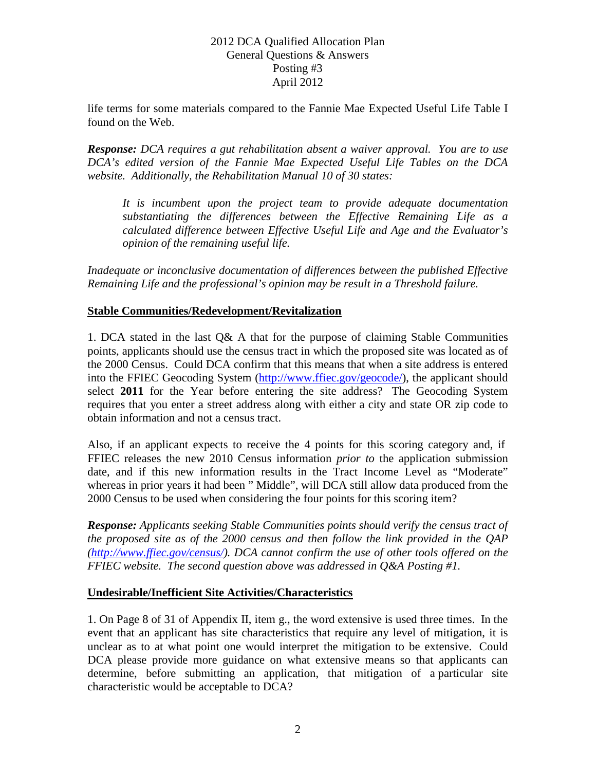life terms for some materials compared to the Fannie Mae Expected Useful Life Table I found on the Web.

***Response:*** *DCA requires a gut rehabilitation absent a waiver approval. You are to use DCA's edited version of the Fannie Mae Expected Useful Life Tables on the DCA website. Additionally, the Rehabilitation Manual 10 of 30 states:*

> *It is incumbent upon the project team to provide adequate documentation substantiating the differences between the Effective Remaining Life as a calculated difference between Effective Useful Life and Age and the Evaluator's opinion of the remaining useful life.*

*Inadequate or inconclusive documentation of differences between the published Effective Remaining Life and the professional's opinion may be result in a Threshold failure.*

## Stable Communities/Redevelopment/Revitalization

1. DCA stated in the last Q& A that for the purpose of claiming Stable Communities points, applicants should use the census tract in which the proposed site was located as of the 2000 Census. Could DCA confirm that this means that when a site address is entered into the FFIEC Geocoding System (http://www.ffiec.gov/geocode/), the applicant should select **2011** for the Year before entering the site address? The Geocoding System requires that you enter a street address along with either a city and state OR zip code to obtain information and not a census tract.

Also, if an applicant expects to receive the 4 points for this scoring category and, if FFIEC releases the new 2010 Census information *prior to* the application submission date, and if this new information results in the Tract Income Level as "Moderate" whereas in prior years it had been " Middle", will DCA still allow data produced from the 2000 Census to be used when considering the four points for this scoring item?

***Response:*** *Applicants seeking Stable Communities points should verify the census tract of the proposed site as of the 2000 census and then follow the link provided in the QAP (http://www.ffiec.gov/census/). DCA cannot confirm the use of other tools offered on the FFIEC website. The second question above was addressed in Q&A Posting #1.*

## Undesirable/Inefficient Site Activities/Characteristics

1. On Page 8 of 31 of Appendix II, item g., the word extensive is used three times. In the event that an applicant has site characteristics that require any level of mitigation, it is unclear as to at what point one would interpret the mitigation to be extensive. Could DCA please provide more guidance on what extensive means so that applicants can determine, before submitting an application, that mitigation of a particular site characteristic would be acceptable to DCA?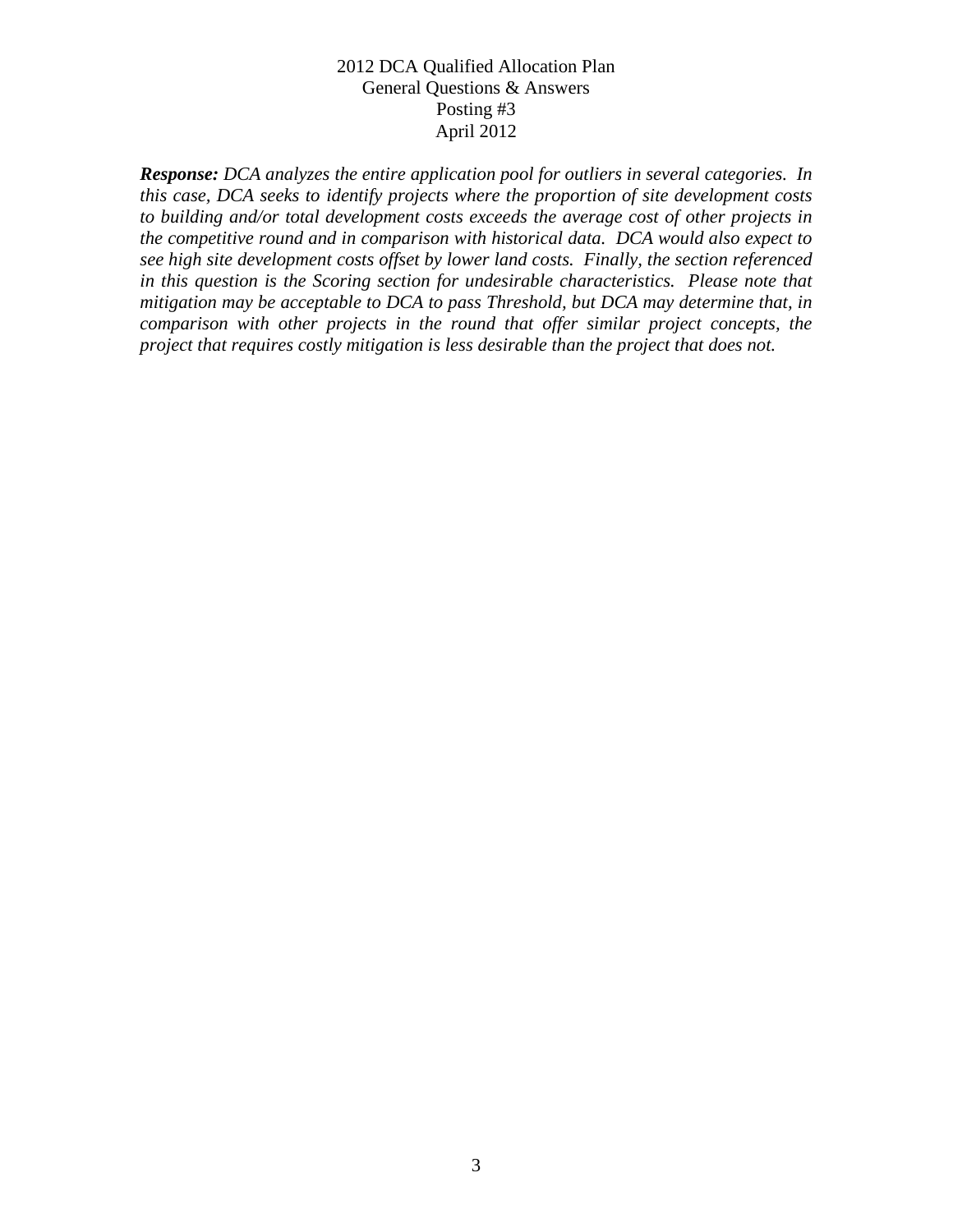***Response:*** *DCA analyzes the entire application pool for outliers in several categories. In this case, DCA seeks to identify projects where the proportion of site development costs to building and/or total development costs exceeds the average cost of other projects in the competitive round and in comparison with historical data. DCA would also expect to see high site development costs offset by lower land costs. Finally, the section referenced in this question is the Scoring section for undesirable characteristics. Please note that mitigation may be acceptable to DCA to pass Threshold, but DCA may determine that, in comparison with other projects in the round that offer similar project concepts, the project that requires costly mitigation is less desirable than the project that does not.*